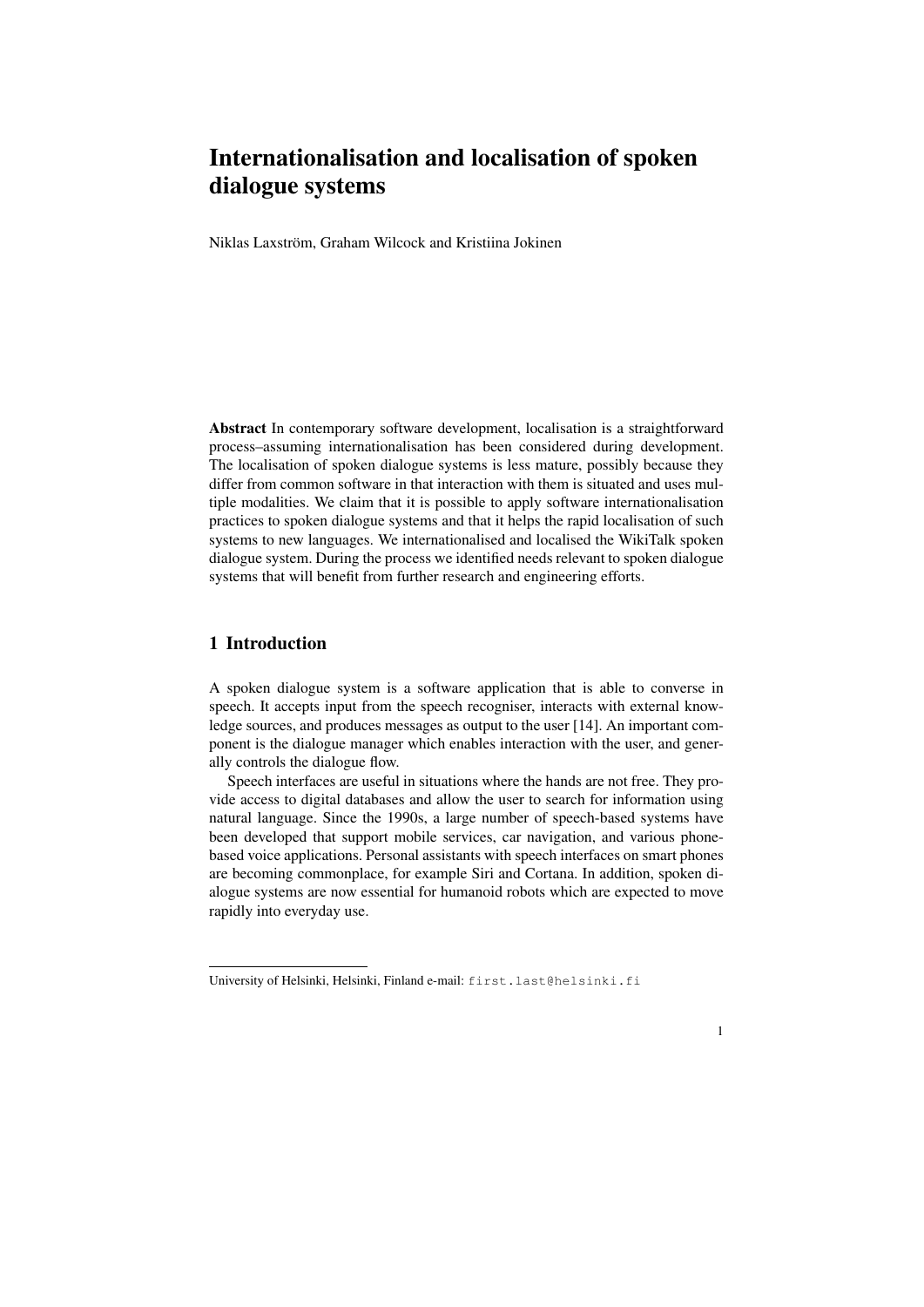# Internationalisation and localisation of spoken dialogue systems

Niklas Laxström, Graham Wilcock and Kristiina Jokinen

**Abstract** In contemporary software development, localisation is a straightforward process–assuming internationalisation has been considered during development. The localisation of spoken dialogue systems is less mature, possibly because they differ from common software in that interaction with them is situated and uses multiple modalities. We claim that it is possible to apply software internationalisation practices to spoken dialogue systems and that it helps the rapid localisation of such systems to new languages. We internationalised and localised the WikiTalk spoken dialogue system. During the process we identified needs relevant to spoken dialogue systems that will benefit from further research and engineering efforts.

## 1 Introduction

A spoken dialogue system is a software application that is able to converse in speech. It accepts input from the speech recogniser, interacts with external knowledge sources, and produces messages as output to the user [14]. An important component is the dialogue manager which enables interaction with the user, and generally controls the dialogue flow.

Speech interfaces are useful in situations where the hands are not free. They provide access to digital databases and allow the user to search for information using natural language. Since the 1990s, a large number of speech-based systems have been developed that support mobile services, car navigation, and various phone-based voice applications. Personal assistants with speech interfaces on smart phones are becoming commonplace, for example Siri and Cortana. In addition, spoken dialogue systems are now essential for humanoid robots which are expected to move rapidly into everyday use.

---

University of Helsinki, Helsinki, Finland e-mail: first.last@helsinki.fi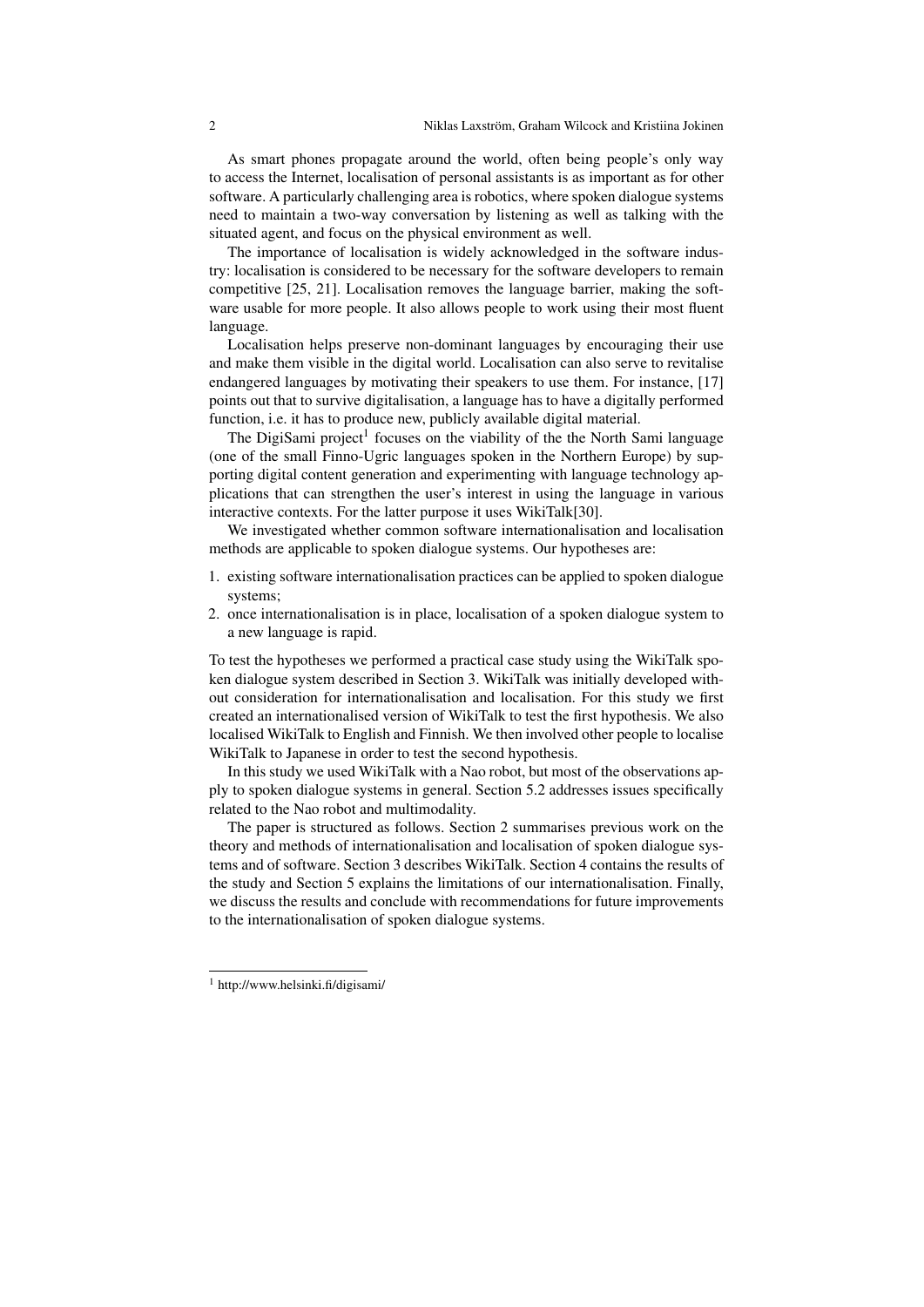As smart phones propagate around the world, often being people's only way to access the Internet, localisation of personal assistants is as important as for other software. A particularly challenging area is robotics, where spoken dialogue systems need to maintain a two-way conversation by listening as well as talking with the situated agent, and focus on the physical environment as well.

The importance of localisation is widely acknowledged in the software industry: localisation is considered to be necessary for the software developers to remain competitive [25, 21]. Localisation removes the language barrier, making the software usable for more people. It also allows people to work using their most fluent language.

Localisation helps preserve non-dominant languages by encouraging their use and make them visible in the digital world. Localisation can also serve to revitalise endangered languages by motivating their speakers to use them. For instance, [17] points out that to survive digitalisation, a language has to have a digitally performed function, i.e. it has to produce new, publicly available digital material.

The DigiSami project[1] focuses on the viability of the the North Sami language (one of the small Finno-Ugric languages spoken in the Northern Europe) by supporting digital content generation and experimenting with language technology applications that can strengthen the user's interest in using the language in various interactive contexts. For the latter purpose it uses WikiTalk[30].

We investigated whether common software internationalisation and localisation methods are applicable to spoken dialogue systems. Our hypotheses are:

1. existing software internationalisation practices can be applied to spoken dialogue systems;
2. once internationalisation is in place, localisation of a spoken dialogue system to a new language is rapid.

To test the hypotheses we performed a practical case study using the WikiTalk spoken dialogue system described in Section 3. WikiTalk was initially developed without consideration for internationalisation and localisation. For this study we first created an internationalised version of WikiTalk to test the first hypothesis. We also localised WikiTalk to English and Finnish. We then involved other people to localise WikiTalk to Japanese in order to test the second hypothesis.

In this study we used WikiTalk with a Nao robot, but most of the observations apply to spoken dialogue systems in general. Section 5.2 addresses issues specifically related to the Nao robot and multimodality.

The paper is structured as follows. Section 2 summarises previous work on the theory and methods of internationalisation and localisation of spoken dialogue systems and of software. Section 3 describes WikiTalk. Section 4 contains the results of the study and Section 5 explains the limitations of our internationalisation. Finally, we discuss the results and conclude with recommendations for future improvements to the internationalisation of spoken dialogue systems.

[1] http://www.helsinki.fi/digisami/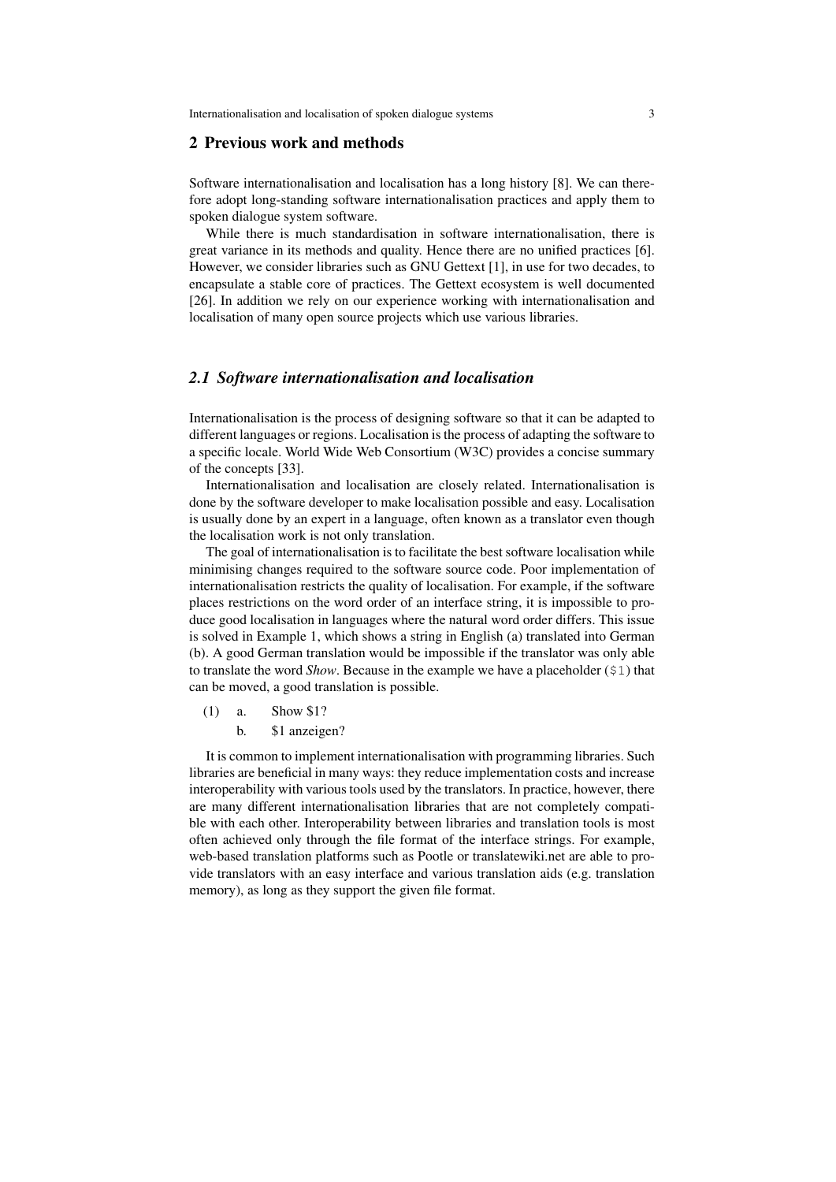## 2 Previous work and methods

Software internationalisation and localisation has a long history [8]. We can therefore adopt long-standing software internationalisation practices and apply them to spoken dialogue system software.

While there is much standardisation in software internationalisation, there is great variance in its methods and quality. Hence there are no unified practices [6]. However, we consider libraries such as GNU Gettext [1], in use for two decades, to encapsulate a stable core of practices. The Gettext ecosystem is well documented [26]. In addition we rely on our experience working with internationalisation and localisation of many open source projects which use various libraries.

### *2.1 Software internationalisation and localisation*

Internationalisation is the process of designing software so that it can be adapted to different languages or regions. Localisation is the process of adapting the software to a specific locale. World Wide Web Consortium (W3C) provides a concise summary of the concepts [33].

Internationalisation and localisation are closely related. Internationalisation is done by the software developer to make localisation possible and easy. Localisation is usually done by an expert in a language, often known as a translator even though the localisation work is not only translation.

The goal of internationalisation is to facilitate the best software localisation while minimising changes required to the software source code. Poor implementation of internationalisation restricts the quality of localisation. For example, if the software places restrictions on the word order of an interface string, it is impossible to produce good localisation in languages where the natural word order differs. This issue is solved in Example 1, which shows a string in English (a) translated into German (b). A good German translation would be impossible if the translator was only able to translate the word *Show*. Because in the example we have a placeholder (`$1`) that can be moved, a good translation is possible.

(1) a. Show $1?
    b. $1 anzeigen?

It is common to implement internationalisation with programming libraries. Such libraries are beneficial in many ways: they reduce implementation costs and increase interoperability with various tools used by the translators. In practice, however, there are many different internationalisation libraries that are not completely compatible with each other. Interoperability between libraries and translation tools is most often achieved only through the file format of the interface strings. For example, web-based translation platforms such as Pootle or translatewiki.net are able to provide translators with an easy interface and various translation aids (e.g. translation memory), as long as they support the given file format.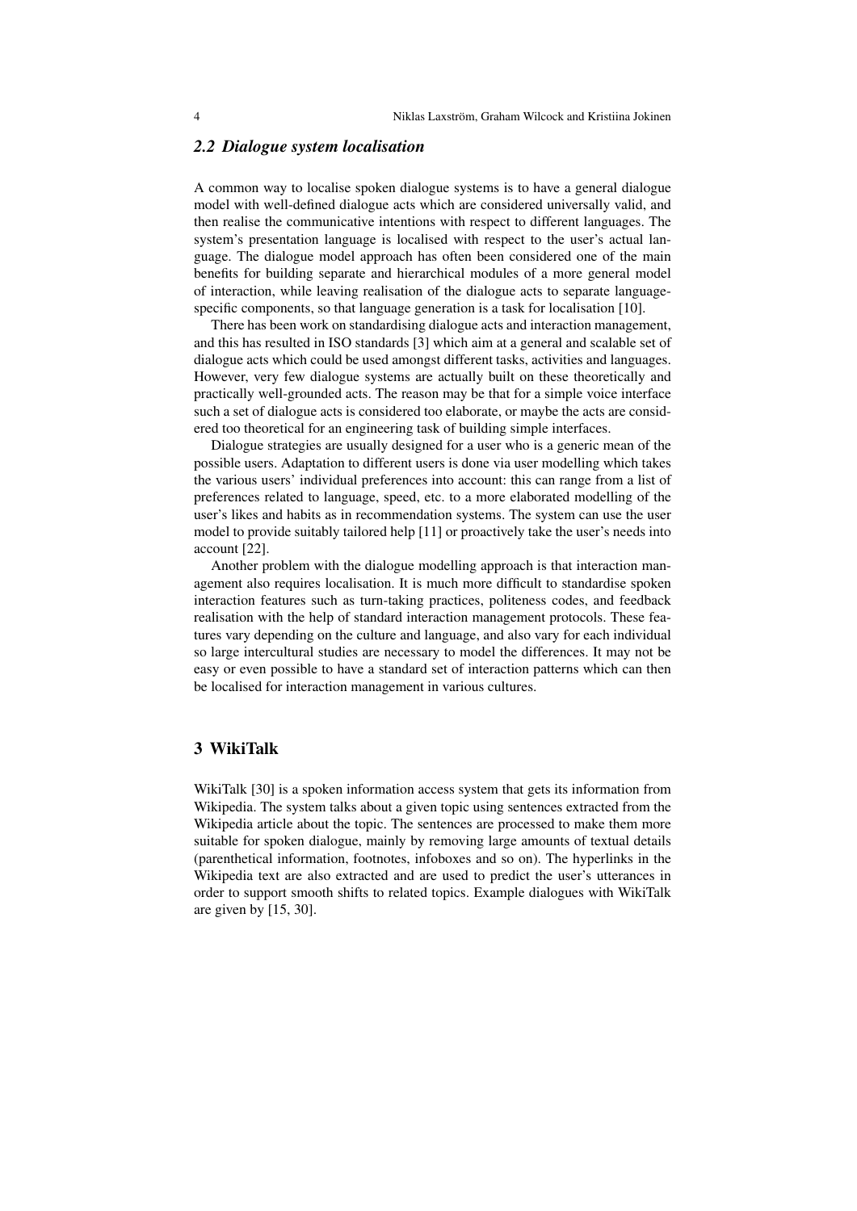### 2.2 *Dialogue system localisation*

A common way to localise spoken dialogue systems is to have a general dialogue model with well-defined dialogue acts which are considered universally valid, and then realise the communicative intentions with respect to different languages. The system's presentation language is localised with respect to the user's actual language. The dialogue model approach has often been considered one of the main benefits for building separate and hierarchical modules of a more general model of interaction, while leaving realisation of the dialogue acts to separate language-specific components, so that language generation is a task for localisation [10].

There has been work on standardising dialogue acts and interaction management, and this has resulted in ISO standards [3] which aim at a general and scalable set of dialogue acts which could be used amongst different tasks, activities and languages. However, very few dialogue systems are actually built on these theoretically and practically well-grounded acts. The reason may be that for a simple voice interface such a set of dialogue acts is considered too elaborate, or maybe the acts are considered too theoretical for an engineering task of building simple interfaces.

Dialogue strategies are usually designed for a user who is a generic mean of the possible users. Adaptation to different users is done via user modelling which takes the various users' individual preferences into account: this can range from a list of preferences related to language, speed, etc. to a more elaborated modelling of the user's likes and habits as in recommendation systems. The system can use the user model to provide suitably tailored help [11] or proactively take the user's needs into account [22].

Another problem with the dialogue modelling approach is that interaction management also requires localisation. It is much more difficult to standardise spoken interaction features such as turn-taking practices, politeness codes, and feedback realisation with the help of standard interaction management protocols. These features vary depending on the culture and language, and also vary for each individual so large intercultural studies are necessary to model the differences. It may not be easy or even possible to have a standard set of interaction patterns which can then be localised for interaction management in various cultures.

## 3 WikiTalk

WikiTalk [30] is a spoken information access system that gets its information from Wikipedia. The system talks about a given topic using sentences extracted from the Wikipedia article about the topic. The sentences are processed to make them more suitable for spoken dialogue, mainly by removing large amounts of textual details (parenthetical information, footnotes, infoboxes and so on). The hyperlinks in the Wikipedia text are also extracted and are used to predict the user's utterances in order to support smooth shifts to related topics. Example dialogues with WikiTalk are given by [15, 30].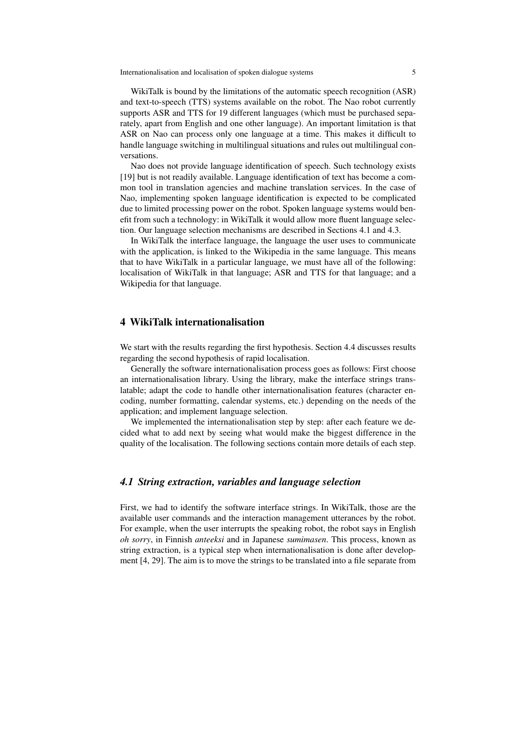WikiTalk is bound by the limitations of the automatic speech recognition (ASR) and text-to-speech (TTS) systems available on the robot. The Nao robot currently supports ASR and TTS for 19 different languages (which must be purchased separately, apart from English and one other language). An important limitation is that ASR on Nao can process only one language at a time. This makes it difficult to handle language switching in multilingual situations and rules out multilingual conversations.

Nao does not provide language identification of speech. Such technology exists [19] but is not readily available. Language identification of text has become a common tool in translation agencies and machine translation services. In the case of Nao, implementing spoken language identification is expected to be complicated due to limited processing power on the robot. Spoken language systems would benefit from such a technology: in WikiTalk it would allow more fluent language selection. Our language selection mechanisms are described in Sections 4.1 and 4.3.

In WikiTalk the interface language, the language the user uses to communicate with the application, is linked to the Wikipedia in the same language. This means that to have WikiTalk in a particular language, we must have all of the following: localisation of WikiTalk in that language; ASR and TTS for that language; and a Wikipedia for that language.

## 4 WikiTalk internationalisation

We start with the results regarding the first hypothesis. Section 4.4 discusses results regarding the second hypothesis of rapid localisation.

Generally the software internationalisation process goes as follows: First choose an internationalisation library. Using the library, make the interface strings translatable; adapt the code to handle other internationalisation features (character encoding, number formatting, calendar systems, etc.) depending on the needs of the application; and implement language selection.

We implemented the internationalisation step by step: after each feature we decided what to add next by seeing what would make the biggest difference in the quality of the localisation. The following sections contain more details of each step.

### *4.1 String extraction, variables and language selection*

First, we had to identify the software interface strings. In WikiTalk, those are the available user commands and the interaction management utterances by the robot. For example, when the user interrupts the speaking robot, the robot says in English *oh sorry*, in Finnish *anteeksi* and in Japanese *sumimasen*. This process, known as string extraction, is a typical step when internationalisation is done after development [4, 29]. The aim is to move the strings to be translated into a file separate from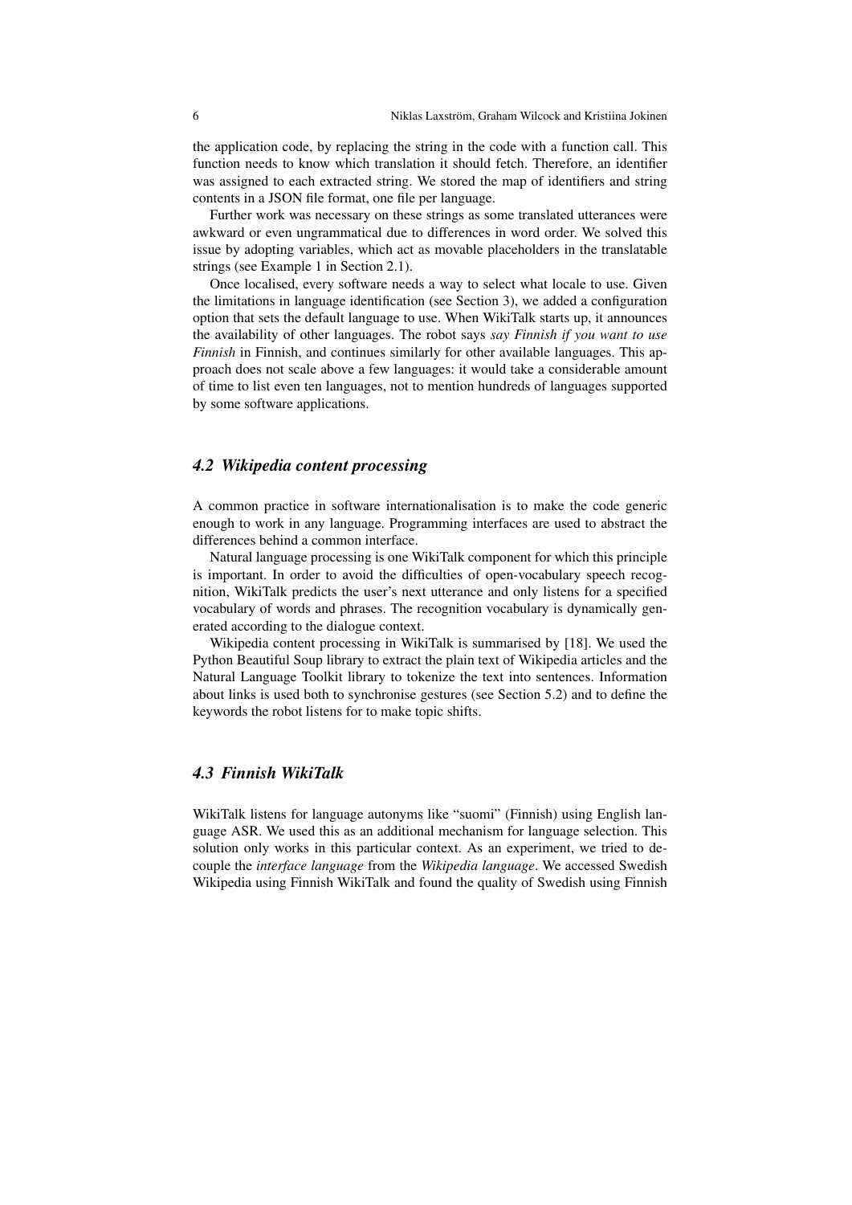the application code, by replacing the string in the code with a function call. This function needs to know which translation it should fetch. Therefore, an identifier was assigned to each extracted string. We stored the map of identifiers and string contents in a JSON file format, one file per language.

Further work was necessary on these strings as some translated utterances were awkward or even ungrammatical due to differences in word order. We solved this issue by adopting variables, which act as movable placeholders in the translatable strings (see Example 1 in Section 2.1).

Once localised, every software needs a way to select what locale to use. Given the limitations in language identification (see Section 3), we added a configuration option that sets the default language to use. When WikiTalk starts up, it announces the availability of other languages. The robot says *say Finnish if you want to use Finnish* in Finnish, and continues similarly for other available languages. This approach does not scale above a few languages: it would take a considerable amount of time to list even ten languages, not to mention hundreds of languages supported by some software applications.

### 4.2 Wikipedia content processing

A common practice in software internationalisation is to make the code generic enough to work in any language. Programming interfaces are used to abstract the differences behind a common interface.

Natural language processing is one WikiTalk component for which this principle is important. In order to avoid the difficulties of open-vocabulary speech recognition, WikiTalk predicts the user's next utterance and only listens for a specified vocabulary of words and phrases. The recognition vocabulary is dynamically generated according to the dialogue context.

Wikipedia content processing in WikiTalk is summarised by [18]. We used the Python Beautiful Soup library to extract the plain text of Wikipedia articles and the Natural Language Toolkit library to tokenize the text into sentences. Information about links is used both to synchronise gestures (see Section 5.2) and to define the keywords the robot listens for to make topic shifts.

### 4.3 Finnish WikiTalk

WikiTalk listens for language autonyms like "suomi" (Finnish) using English language ASR. We used this as an additional mechanism for language selection. This solution only works in this particular context. As an experiment, we tried to decouple the *interface language* from the *Wikipedia language*. We accessed Swedish Wikipedia using Finnish WikiTalk and found the quality of Swedish using Finnish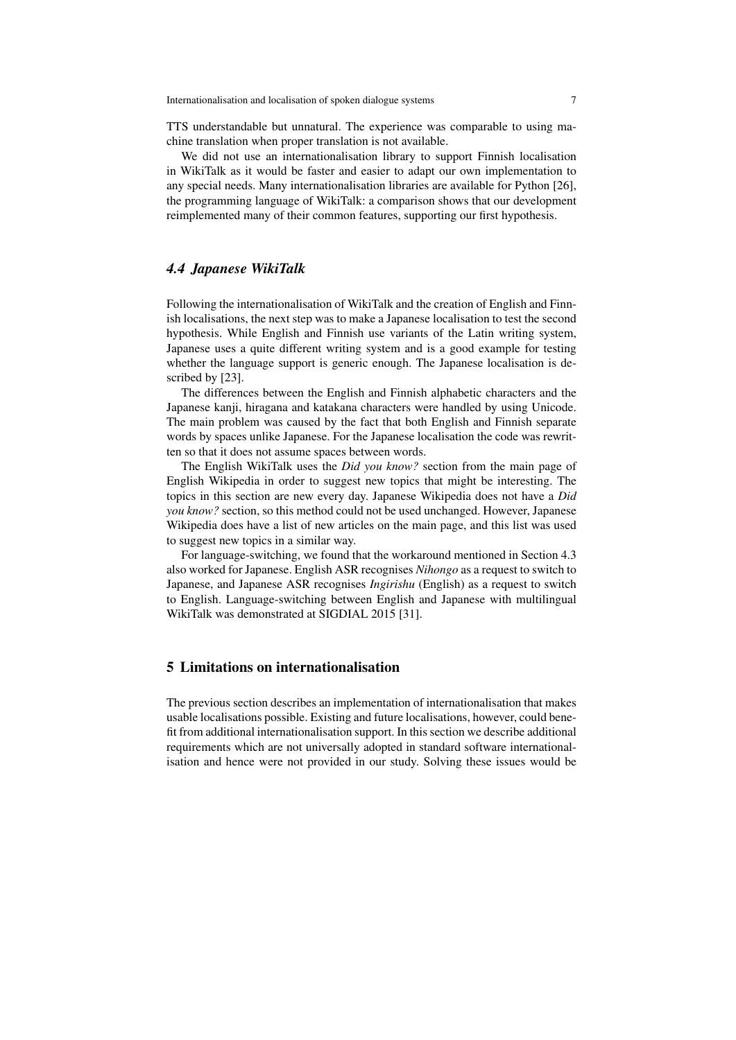TTS understandable but unnatural. The experience was comparable to using machine translation when proper translation is not available.

We did not use an internationalisation library to support Finnish localisation in WikiTalk as it would be faster and easier to adapt our own implementation to any special needs. Many internationalisation libraries are available for Python [26], the programming language of WikiTalk: a comparison shows that our development reimplemented many of their common features, supporting our first hypothesis.

### *4.4 Japanese WikiTalk*

Following the internationalisation of WikiTalk and the creation of English and Finnish localisations, the next step was to make a Japanese localisation to test the second hypothesis. While English and Finnish use variants of the Latin writing system, Japanese uses a quite different writing system and is a good example for testing whether the language support is generic enough. The Japanese localisation is described by [23].

The differences between the English and Finnish alphabetic characters and the Japanese kanji, hiragana and katakana characters were handled by using Unicode. The main problem was caused by the fact that both English and Finnish separate words by spaces unlike Japanese. For the Japanese localisation the code was rewritten so that it does not assume spaces between words.

The English WikiTalk uses the *Did you know?* section from the main page of English Wikipedia in order to suggest new topics that might be interesting. The topics in this section are new every day. Japanese Wikipedia does not have a *Did you know?* section, so this method could not be used unchanged. However, Japanese Wikipedia does have a list of new articles on the main page, and this list was used to suggest new topics in a similar way.

For language-switching, we found that the workaround mentioned in Section 4.3 also worked for Japanese. English ASR recognises *Nihongo* as a request to switch to Japanese, and Japanese ASR recognises *Ingirishu* (English) as a request to switch to English. Language-switching between English and Japanese with multilingual WikiTalk was demonstrated at SIGDIAL 2015 [31].

## 5 Limitations on internationalisation

The previous section describes an implementation of internationalisation that makes usable localisations possible. Existing and future localisations, however, could benefit from additional internationalisation support. In this section we describe additional requirements which are not universally adopted in standard software internationalisation and hence were not provided in our study. Solving these issues would be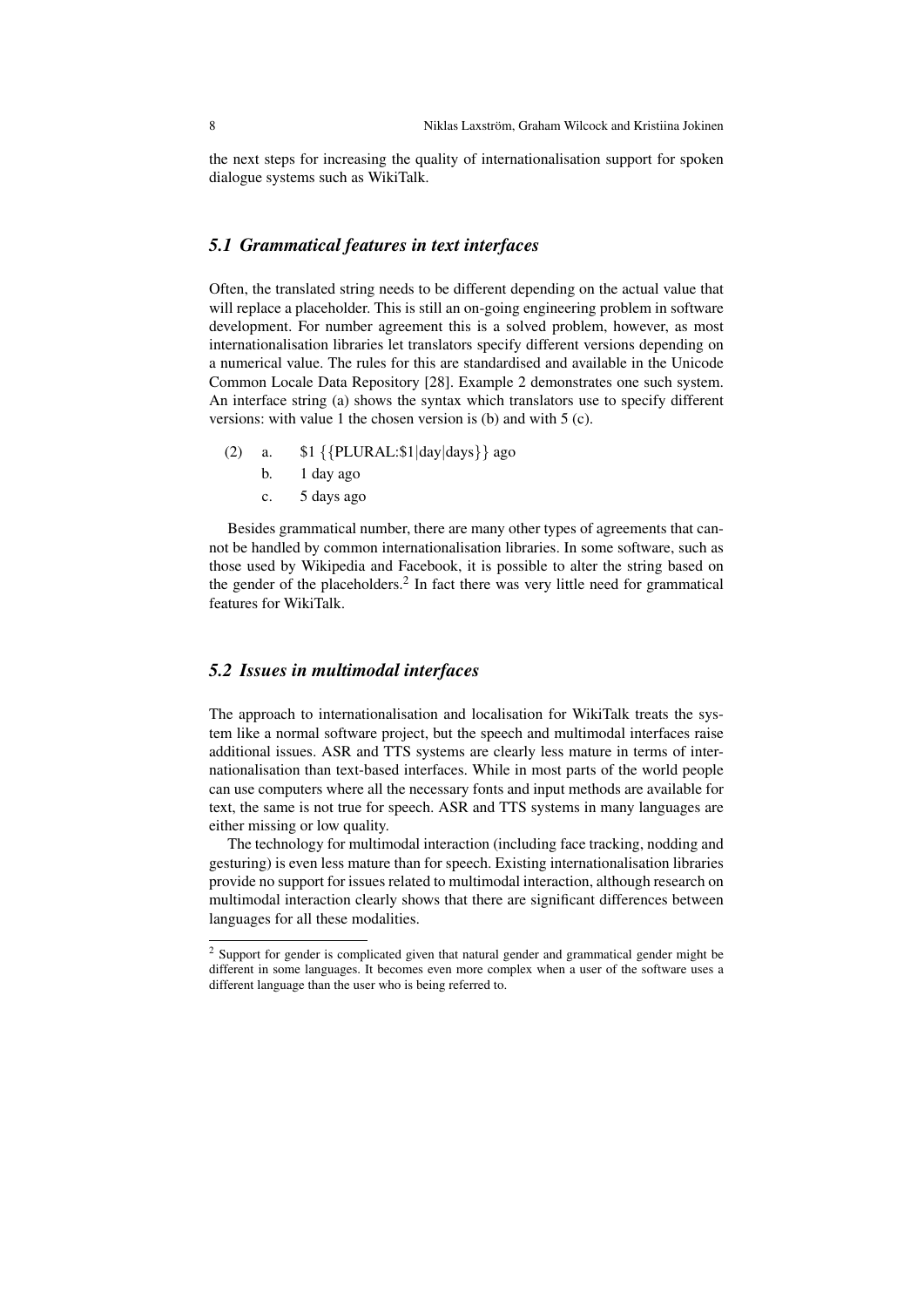the next steps for increasing the quality of internationalisation support for spoken dialogue systems such as WikiTalk.

### *5.1 Grammatical features in text interfaces*

Often, the translated string needs to be different depending on the actual value that will replace a placeholder. This is still an on-going engineering problem in software development. For number agreement this is a solved problem, however, as most internationalisation libraries let translators specify different versions depending on a numerical value. The rules for this are standardised and available in the Unicode Common Locale Data Repository [28]. Example 2 demonstrates one such system. An interface string (a) shows the syntax which translators use to specify different versions: with value 1 the chosen version is (b) and with 5 (c).

(2) a. $1 {{PLURAL:$1|day|days}} ago
  b. 1 day ago
  c. 5 days ago

Besides grammatical number, there are many other types of agreements that cannot be handled by common internationalisation libraries. In some software, such as those used by Wikipedia and Facebook, it is possible to alter the string based on the gender of the placeholders.[2] In fact there was very little need for grammatical features for WikiTalk.

### *5.2 Issues in multimodal interfaces*

The approach to internationalisation and localisation for WikiTalk treats the system like a normal software project, but the speech and multimodal interfaces raise additional issues. ASR and TTS systems are clearly less mature in terms of internationalisation than text-based interfaces. While in most parts of the world people can use computers where all the necessary fonts and input methods are available for text, the same is not true for speech. ASR and TTS systems in many languages are either missing or low quality.

The technology for multimodal interaction (including face tracking, nodding and gesturing) is even less mature than for speech. Existing internationalisation libraries provide no support for issues related to multimodal interaction, although research on multimodal interaction clearly shows that there are significant differences between languages for all these modalities.

[2] Support for gender is complicated given that natural gender and grammatical gender might be different in some languages. It becomes even more complex when a user of the software uses a different language than the user who is being referred to.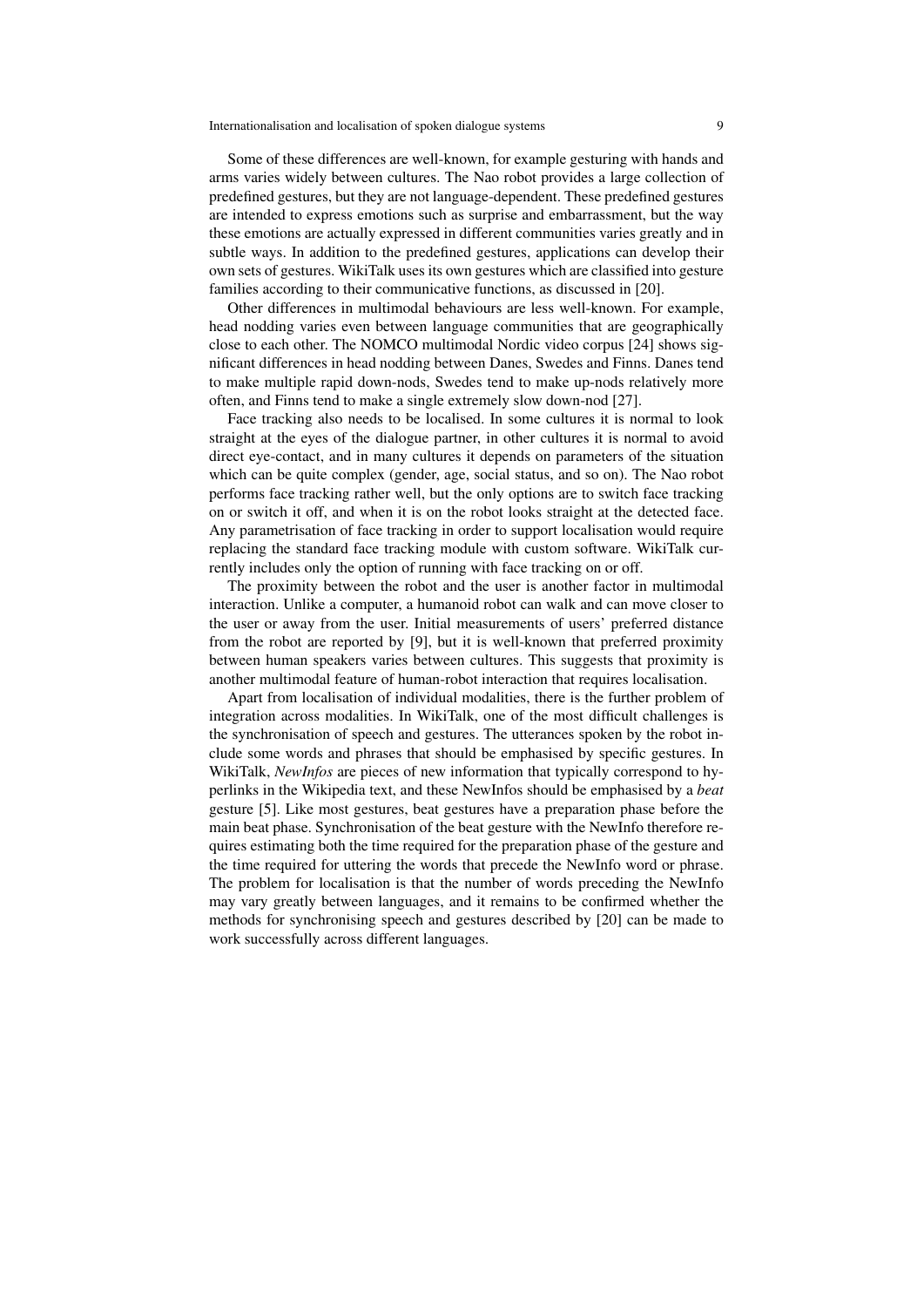Some of these differences are well-known, for example gesturing with hands and arms varies widely between cultures. The Nao robot provides a large collection of predefined gestures, but they are not language-dependent. These predefined gestures are intended to express emotions such as surprise and embarrassment, but the way these emotions are actually expressed in different communities varies greatly and in subtle ways. In addition to the predefined gestures, applications can develop their own sets of gestures. WikiTalk uses its own gestures which are classified into gesture families according to their communicative functions, as discussed in [20].

Other differences in multimodal behaviours are less well-known. For example, head nodding varies even between language communities that are geographically close to each other. The NOMCO multimodal Nordic video corpus [24] shows significant differences in head nodding between Danes, Swedes and Finns. Danes tend to make multiple rapid down-nods, Swedes tend to make up-nods relatively more often, and Finns tend to make a single extremely slow down-nod [27].

Face tracking also needs to be localised. In some cultures it is normal to look straight at the eyes of the dialogue partner, in other cultures it is normal to avoid direct eye-contact, and in many cultures it depends on parameters of the situation which can be quite complex (gender, age, social status, and so on). The Nao robot performs face tracking rather well, but the only options are to switch face tracking on or switch it off, and when it is on the robot looks straight at the detected face. Any parametrisation of face tracking in order to support localisation would require replacing the standard face tracking module with custom software. WikiTalk currently includes only the option of running with face tracking on or off.

The proximity between the robot and the user is another factor in multimodal interaction. Unlike a computer, a humanoid robot can walk and can move closer to the user or away from the user. Initial measurements of users' preferred distance from the robot are reported by [9], but it is well-known that preferred proximity between human speakers varies between cultures. This suggests that proximity is another multimodal feature of human-robot interaction that requires localisation.

Apart from localisation of individual modalities, there is the further problem of integration across modalities. In WikiTalk, one of the most difficult challenges is the synchronisation of speech and gestures. The utterances spoken by the robot include some words and phrases that should be emphasised by specific gestures. In WikiTalk, *NewInfos* are pieces of new information that typically correspond to hyperlinks in the Wikipedia text, and these NewInfos should be emphasised by a *beat* gesture [5]. Like most gestures, beat gestures have a preparation phase before the main beat phase. Synchronisation of the beat gesture with the NewInfo therefore requires estimating both the time required for the preparation phase of the gesture and the time required for uttering the words that precede the NewInfo word or phrase. The problem for localisation is that the number of words preceding the NewInfo may vary greatly between languages, and it remains to be confirmed whether the methods for synchronising speech and gestures described by [20] can be made to work successfully across different languages.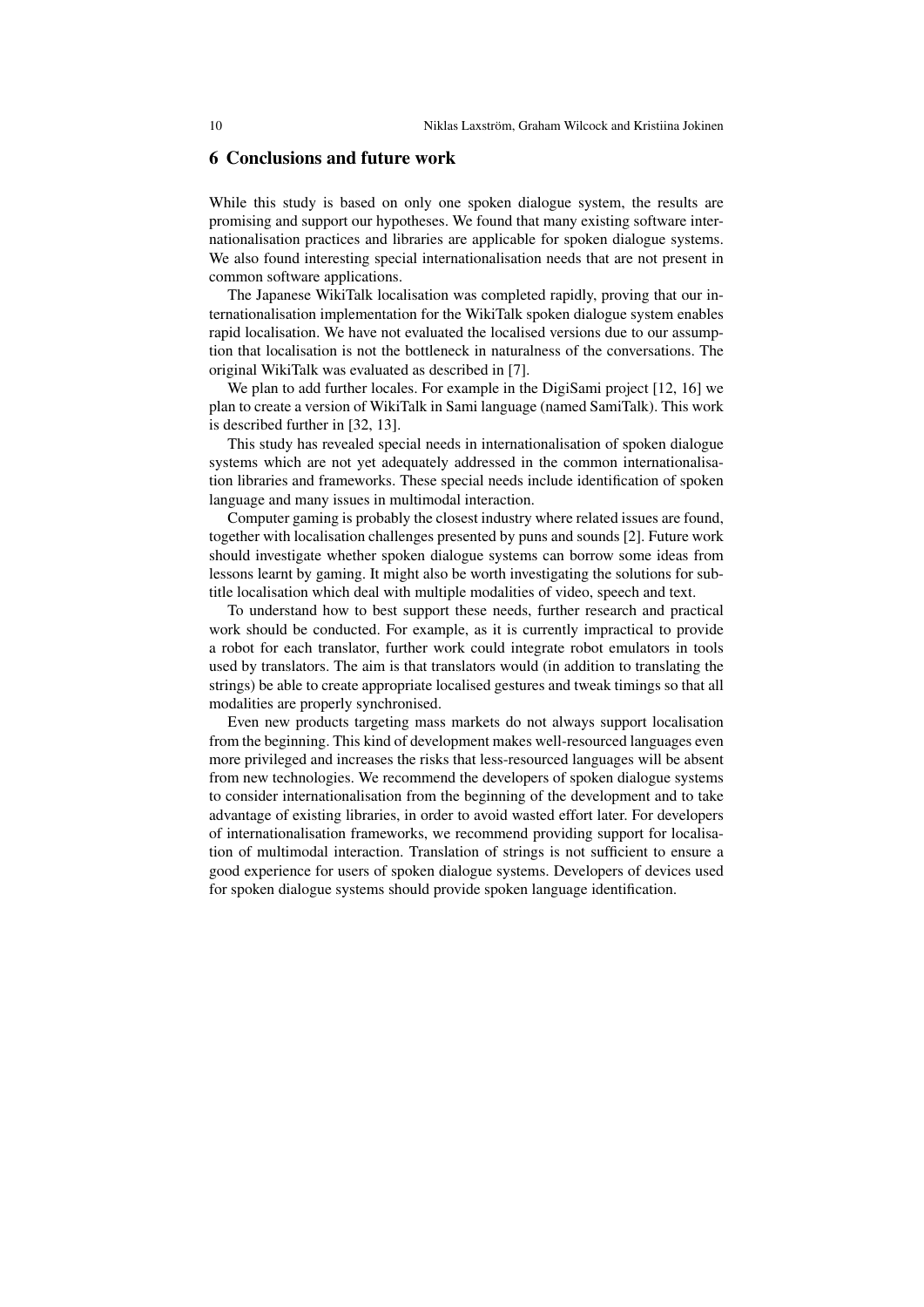## 6 Conclusions and future work

While this study is based on only one spoken dialogue system, the results are promising and support our hypotheses. We found that many existing software internationalisation practices and libraries are applicable for spoken dialogue systems. We also found interesting special internationalisation needs that are not present in common software applications.

The Japanese WikiTalk localisation was completed rapidly, proving that our internationalisation implementation for the WikiTalk spoken dialogue system enables rapid localisation. We have not evaluated the localised versions due to our assumption that localisation is not the bottleneck in naturalness of the conversations. The original WikiTalk was evaluated as described in [7].

We plan to add further locales. For example in the DigiSami project [12, 16] we plan to create a version of WikiTalk in Sami language (named SamiTalk). This work is described further in [32, 13].

This study has revealed special needs in internationalisation of spoken dialogue systems which are not yet adequately addressed in the common internationalisation libraries and frameworks. These special needs include identification of spoken language and many issues in multimodal interaction.

Computer gaming is probably the closest industry where related issues are found, together with localisation challenges presented by puns and sounds [2]. Future work should investigate whether spoken dialogue systems can borrow some ideas from lessons learnt by gaming. It might also be worth investigating the solutions for subtitle localisation which deal with multiple modalities of video, speech and text.

To understand how to best support these needs, further research and practical work should be conducted. For example, as it is currently impractical to provide a robot for each translator, further work could integrate robot emulators in tools used by translators. The aim is that translators would (in addition to translating the strings) be able to create appropriate localised gestures and tweak timings so that all modalities are properly synchronised.

Even new products targeting mass markets do not always support localisation from the beginning. This kind of development makes well-resourced languages even more privileged and increases the risks that less-resourced languages will be absent from new technologies. We recommend the developers of spoken dialogue systems to consider internationalisation from the beginning of the development and to take advantage of existing libraries, in order to avoid wasted effort later. For developers of internationalisation frameworks, we recommend providing support for localisation of multimodal interaction. Translation of strings is not sufficient to ensure a good experience for users of spoken dialogue systems. Developers of devices used for spoken dialogue systems should provide spoken language identification.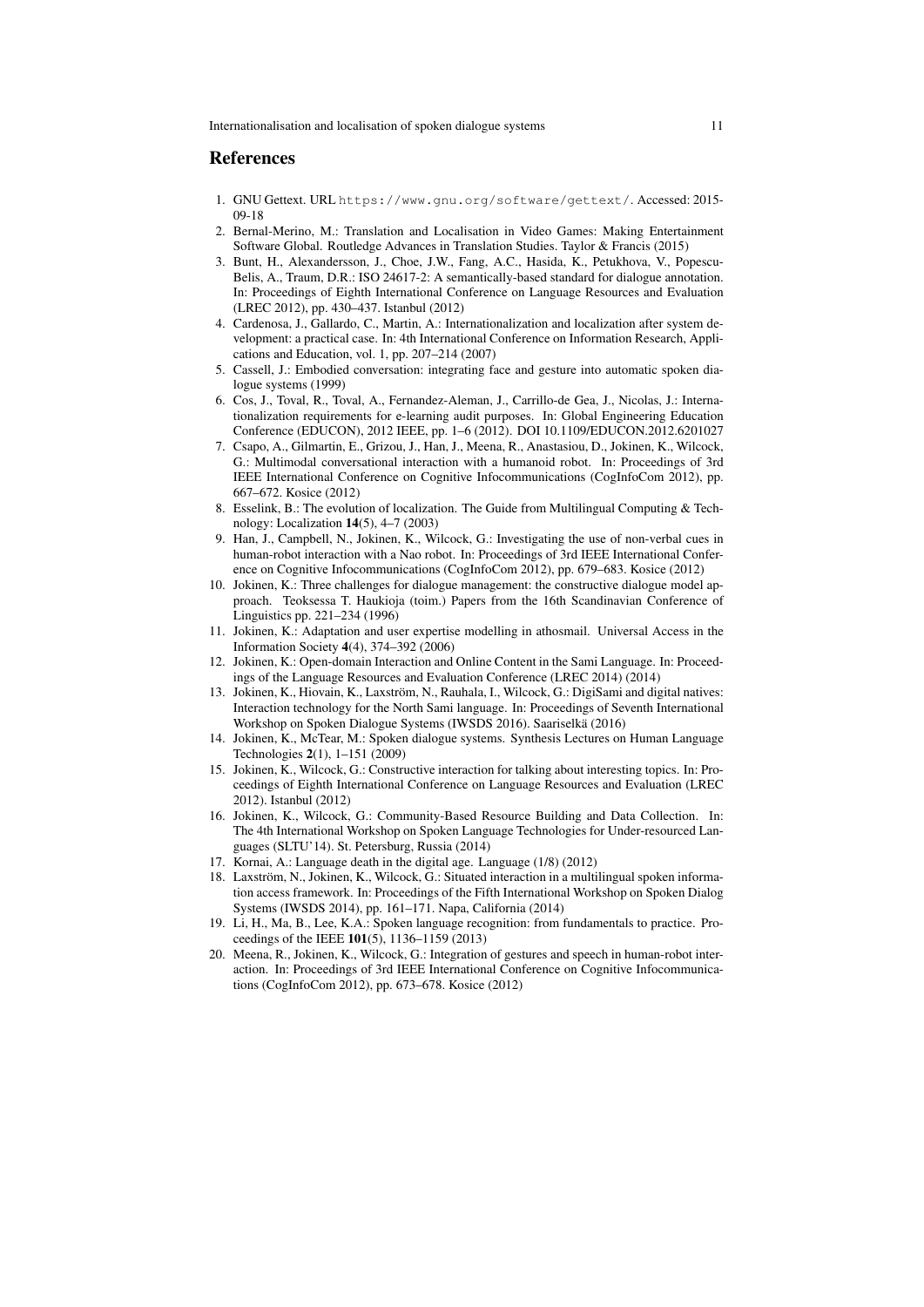## References

1. GNU Gettext. URL https://www.gnu.org/software/gettext/. Accessed: 2015-09-18
2. Bernal-Merino, M.: Translation and Localisation in Video Games: Making Entertainment Software Global. Routledge Advances in Translation Studies. Taylor & Francis (2015)
3. Bunt, H., Alexandersson, J., Choe, J.W., Fang, A.C., Hasida, K., Petukhova, V., Popescu-Belis, A., Traum, D.R.: ISO 24617-2: A semantically-based standard for dialogue annotation. In: Proceedings of Eighth International Conference on Language Resources and Evaluation (LREC 2012), pp. 430–437. Istanbul (2012)
4. Cardenosa, J., Gallardo, C., Martin, A.: Internationalization and localization after system development: a practical case. In: 4th International Conference on Information Research, Applications and Education, vol. 1, pp. 207–214 (2007)
5. Cassell, J.: Embodied conversation: integrating face and gesture into automatic spoken dialogue systems (1999)
6. Cos, J., Toval, R., Toval, A., Fernandez-Aleman, J., Carrillo-de Gea, J., Nicolas, J.: Internationalization requirements for e-learning audit purposes. In: Global Engineering Education Conference (EDUCON), 2012 IEEE, pp. 1–6 (2012). DOI 10.1109/EDUCON.2012.6201027
7. Csapo, A., Gilmartin, E., Grizou, J., Han, J., Meena, R., Anastasiou, D., Jokinen, K., Wilcock, G.: Multimodal conversational interaction with a humanoid robot. In: Proceedings of 3rd IEEE International Conference on Cognitive Infocommunications (CogInfoCom 2012), pp. 667–672. Kosice (2012)
8. Esselink, B.: The evolution of localization. The Guide from Multilingual Computing & Technology: Localization **14**(5), 4–7 (2003)
9. Han, J., Campbell, N., Jokinen, K., Wilcock, G.: Investigating the use of non-verbal cues in human-robot interaction with a Nao robot. In: Proceedings of 3rd IEEE International Conference on Cognitive Infocommunications (CogInfoCom 2012), pp. 679–683. Kosice (2012)
10. Jokinen, K.: Three challenges for dialogue management: the constructive dialogue model approach. Teoksessa T. Haukioja (toim.) Papers from the 16th Scandinavian Conference of Linguistics pp. 221–234 (1996)
11. Jokinen, K.: Adaptation and user expertise modelling in athosmail. Universal Access in the Information Society **4**(4), 374–392 (2006)
12. Jokinen, K.: Open-domain Interaction and Online Content in the Sami Language. In: Proceedings of the Language Resources and Evaluation Conference (LREC 2014) (2014)
13. Jokinen, K., Hiovain, K., Laxström, N., Rauhala, I., Wilcock, G.: DigiSami and digital natives: Interaction technology for the North Sami language. In: Proceedings of Seventh International Workshop on Spoken Dialogue Systems (IWSDS 2016). Saariselkä (2016)
14. Jokinen, K., McTear, M.: Spoken dialogue systems. Synthesis Lectures on Human Language Technologies **2**(1), 1–151 (2009)
15. Jokinen, K., Wilcock, G.: Constructive interaction for talking about interesting topics. In: Proceedings of Eighth International Conference on Language Resources and Evaluation (LREC 2012). Istanbul (2012)
16. Jokinen, K., Wilcock, G.: Community-Based Resource Building and Data Collection. In: The 4th International Workshop on Spoken Language Technologies for Under-resourced Languages (SLTU'14). St. Petersburg, Russia (2014)
17. Kornai, A.: Language death in the digital age. Language (1/8) (2012)
18. Laxström, N., Jokinen, K., Wilcock, G.: Situated interaction in a multilingual spoken information access framework. In: Proceedings of the Fifth International Workshop on Spoken Dialog Systems (IWSDS 2014), pp. 161–171. Napa, California (2014)
19. Li, H., Ma, B., Lee, K.A.: Spoken language recognition: from fundamentals to practice. Proceedings of the IEEE **101**(5), 1136–1159 (2013)
20. Meena, R., Jokinen, K., Wilcock, G.: Integration of gestures and speech in human-robot interaction. In: Proceedings of 3rd IEEE International Conference on Cognitive Infocommunications (CogInfoCom 2012), pp. 673–678. Kosice (2012)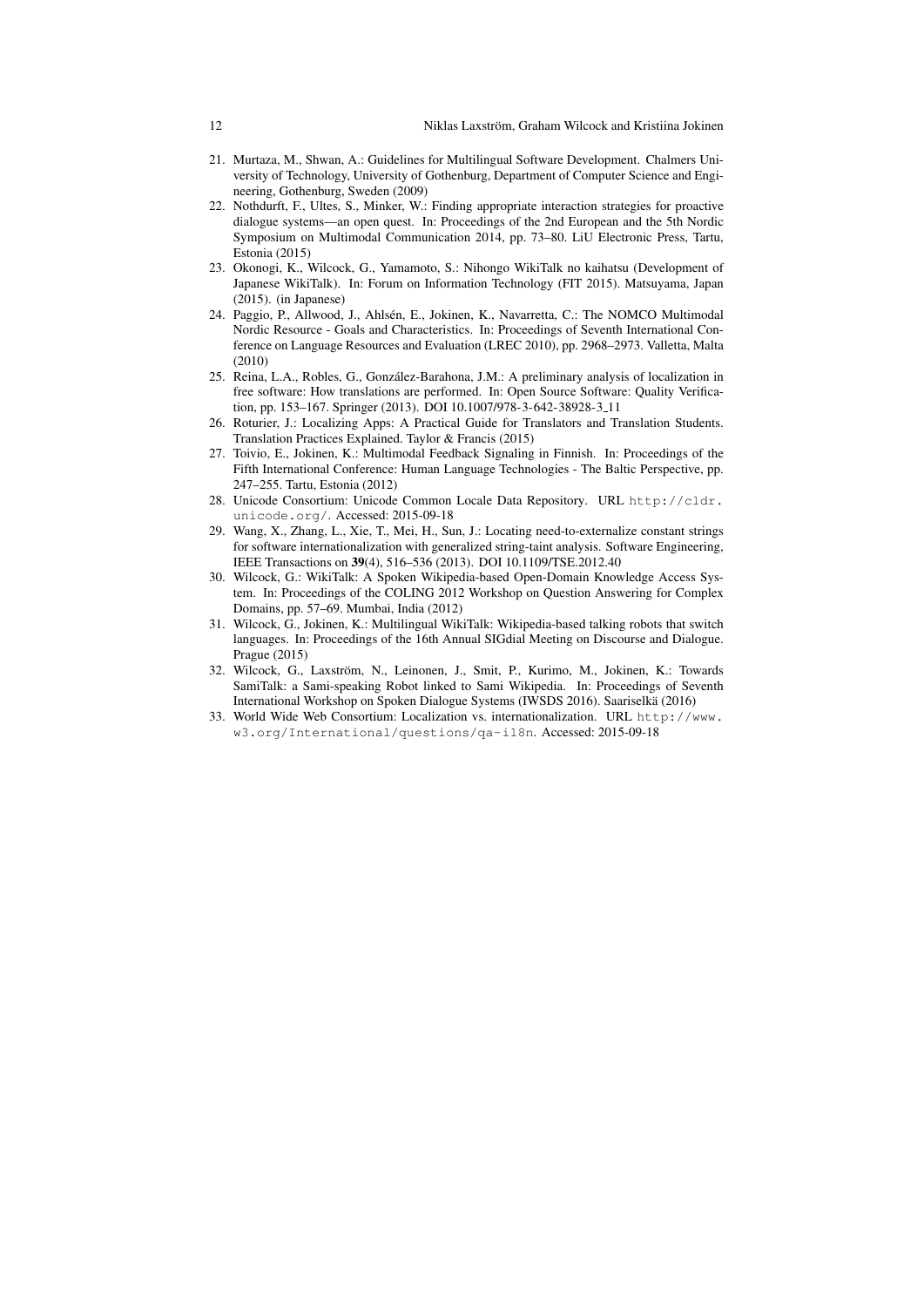21. Murtaza, M., Shwan, A.: Guidelines for Multilingual Software Development. Chalmers University of Technology, University of Gothenburg, Department of Computer Science and Engineering, Gothenburg, Sweden (2009)
22. Nothdurft, F., Ultes, S., Minker, W.: Finding appropriate interaction strategies for proactive dialogue systems—an open quest. In: Proceedings of the 2nd European and the 5th Nordic Symposium on Multimodal Communication 2014, pp. 73–80. LiU Electronic Press, Tartu, Estonia (2015)
23. Okonogi, K., Wilcock, G., Yamamoto, S.: Nihongo WikiTalk no kaihatsu (Development of Japanese WikiTalk). In: Forum on Information Technology (FIT 2015). Matsuyama, Japan (2015). (in Japanese)
24. Paggio, P., Allwood, J., Ahlsén, E., Jokinen, K., Navarretta, C.: The NOMCO Multimodal Nordic Resource - Goals and Characteristics. In: Proceedings of Seventh International Conference on Language Resources and Evaluation (LREC 2010), pp. 2968–2973. Valletta, Malta (2010)
25. Reina, L.A., Robles, G., González-Barahona, J.M.: A preliminary analysis of localization in free software: How translations are performed. In: Open Source Software: Quality Verification, pp. 153–167. Springer (2013). DOI 10.1007/978-3-642-38928-3_11
26. Roturier, J.: Localizing Apps: A Practical Guide for Translators and Translation Students. Translation Practices Explained. Taylor & Francis (2015)
27. Toivio, E., Jokinen, K.: Multimodal Feedback Signaling in Finnish. In: Proceedings of the Fifth International Conference: Human Language Technologies - The Baltic Perspective, pp. 247–255. Tartu, Estonia (2012)
28. Unicode Consortium: Unicode Common Locale Data Repository. URL `http://cldr.unicode.org/`. Accessed: 2015-09-18
29. Wang, X., Zhang, L., Xie, T., Mei, H., Sun, J.: Locating need-to-externalize constant strings for software internationalization with generalized string-taint analysis. Software Engineering, IEEE Transactions on **39**(4), 516–536 (2013). DOI 10.1109/TSE.2012.40
30. Wilcock, G.: WikiTalk: A Spoken Wikipedia-based Open-Domain Knowledge Access System. In: Proceedings of the COLING 2012 Workshop on Question Answering for Complex Domains, pp. 57–69. Mumbai, India (2012)
31. Wilcock, G., Jokinen, K.: Multilingual WikiTalk: Wikipedia-based talking robots that switch languages. In: Proceedings of the 16th Annual SIGdial Meeting on Discourse and Dialogue. Prague (2015)
32. Wilcock, G., Laxström, N., Leinonen, J., Smit, P., Kurimo, M., Jokinen, K.: Towards SamiTalk: a Sami-speaking Robot linked to Sami Wikipedia. In: Proceedings of Seventh International Workshop on Spoken Dialogue Systems (IWSDS 2016). Saariselkä (2016)
33. World Wide Web Consortium: Localization vs. internationalization. URL `http://www.w3.org/International/questions/qa-i18n`. Accessed: 2015-09-18